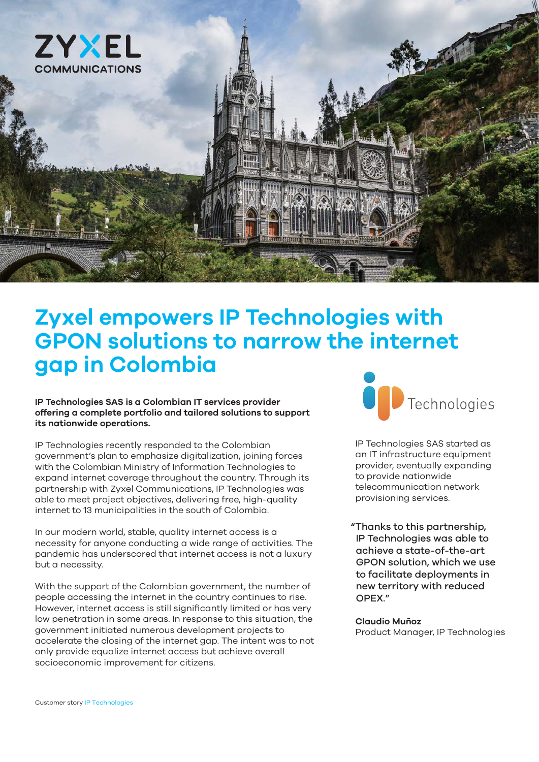ZYXEL COMMUNICATIONS

# Zyxel empowers IP Technologies with GPON solutions to narrow the internet gap in Colombia

**IP Technologies SAS is a Colombian IT services provider offering a complete portfolio and tailored solutions to support its nationwide operations.**

IP Technologies recently responded to the Colombian government's plan to emphasize digitalization, joining forces with the Colombian Ministry of Information Technologies to expand internet coverage throughout the country. Through its partnership with Zyxel Communications, IP Technologies was able to meet project objectives, delivering free, high-quality internet to 13 municipalities in the south of Colombia.

In our modern world, stable, quality internet access is a necessity for anyone conducting a wide range of activities. The pandemic has underscored that internet access is not a luxury but a necessity.

With the support of the Colombian government, the number of people accessing the internet in the country continues to rise. However, internet access is still significantly limited or has very low penetration in some areas. In response to this situation, the government initiated numerous development projects to accelerate the closing of the internet gap. The intent was to not only provide equalize internet access but achieve overall socioeconomic improvement for citizens.

ip Technologies

IP Technologies SAS started as an IT infrastructure equipment provider, eventually expanding to provide nationwide telecommunication network provisioning services.

"Thanks to this partnership, IP Technologies was able to achieve a state-of-the-art GPON solution, which we use to facilitate deployments in new territory with reduced OPEX."

**Claudio Muñoz**
Product Manager, IP Technologies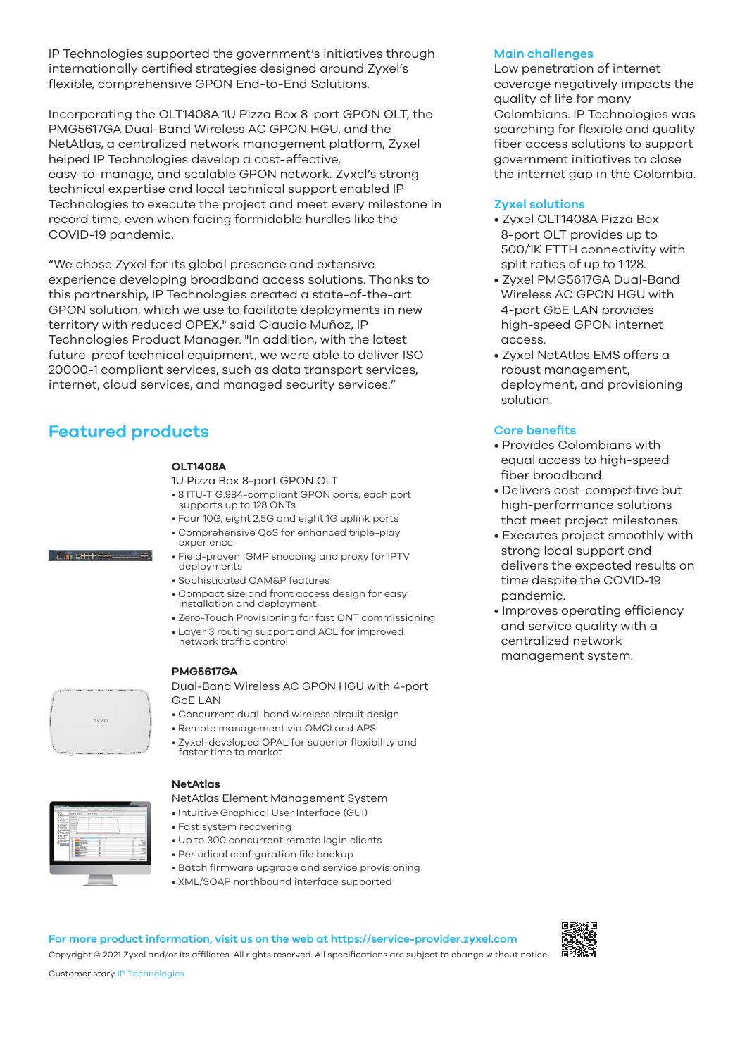IP Technologies supported the government's initiatives through internationally certified strategies designed around Zyxel's flexible, comprehensive GPON End-to-End Solutions.

Incorporating the OLT1408A 1U Pizza Box 8-port GPON OLT, the PMG5617GA Dual-Band Wireless AC GPON HGU, and the NetAtlas, a centralized network management platform, Zyxel helped IP Technologies develop a cost-effective, easy-to-manage, and scalable GPON network. Zyxel's strong technical expertise and local technical support enabled IP Technologies to execute the project and meet every milestone in record time, even when facing formidable hurdles like the COVID-19 pandemic.

"We chose Zyxel for its global presence and extensive experience developing broadband access solutions. Thanks to this partnership, IP Technologies created a state-of-the-art GPON solution, which we use to facilitate deployments in new territory with reduced OPEX," said Claudio Muñoz, IP Technologies Product Manager. "In addition, with the latest future-proof technical equipment, we were able to deliver ISO 20000-1 compliant services, such as data transport services, internet, cloud services, and managed security services."

## Featured products

**OLT1408A**

1U Pizza Box 8-port GPON OLT

- 8 ITU-T G.984-compliant GPON ports; each port supports up to 128 ONTs
- Four 10G, eight 2.5G and eight 1G uplink ports
- Comprehensive QoS for enhanced triple-play experience
- Field-proven IGMP snooping and proxy for IPTV deployments
- Sophisticated OAM&P features
- Compact size and front access design for easy installation and deployment
- Zero-Touch Provisioning for fast ONT commissioning
- Layer 3 routing support and ACL for improved network traffic control

**PMG5617GA**

Dual-Band Wireless AC GPON HGU with 4-port GbE LAN

- Concurrent dual-band wireless circuit design
- Remote management via OMCI and APS
- Zyxel-developed OPAL for superior flexibility and faster time to market

**NetAtlas**

NetAtlas Element Management System

- Intuitive Graphical User Interface (GUI)
- Fast system recovering
- Up to 300 concurrent remote login clients
- Periodical configuration file backup
- Batch firmware upgrade and service provisioning
- XML/SOAP northbound interface supported

### Main challenges

Low penetration of internet coverage negatively impacts the quality of life for many Colombians. IP Technologies was searching for flexible and quality fiber access solutions to support government initiatives to close the internet gap in the Colombia.

### Zyxel solutions

- Zyxel OLT1408A Pizza Box 8-port OLT provides up to 500/1K FTTH connectivity with split ratios of up to 1:128.
- Zyxel PMG5617GA Dual-Band Wireless AC GPON HGU with 4-port GbE LAN provides high-speed GPON internet access.
- Zyxel NetAtlas EMS offers a robust management, deployment, and provisioning solution.

### Core benefits

- Provides Colombians with equal access to high-speed fiber broadband.
- Delivers cost-competitive but high-performance solutions that meet project milestones.
- Executes project smoothly with strong local support and delivers the expected results on time despite the COVID-19 pandemic.
- Improves operating efficiency and service quality with a centralized network management system.

**For more product information, visit us on the web at https://service-provider.zyxel.com**

Copyright © 2021 Zyxel and/or its affiliates. All rights reserved. All specifications are subject to change without notice.

Customer story IP Technologies